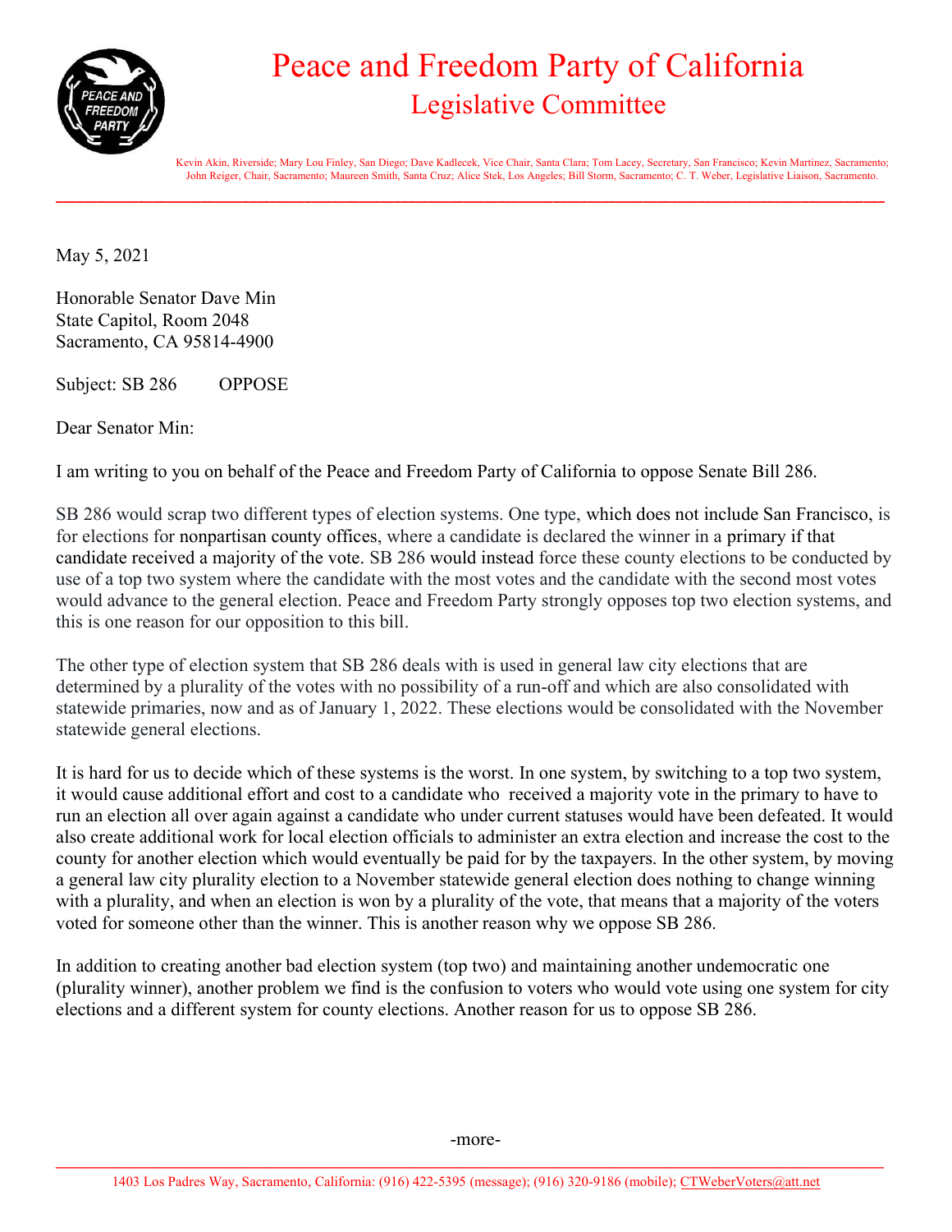# Peace and Freedom Party of California

## Legislative Committee

Kevin Akin, Riverside; Mary Lou Finley, San Diego; Dave Kadlecek, Vice Chair, Santa Clara; Tom Lacey, Secretary, San Francisco; Kevin Martinez, Sacramento; John Reiger, Chair, Sacramento; Maureen Smith, Santa Cruz; Alice Stek, Los Angeles; Bill Storm, Sacramento; C. T. Weber, Legislative Liaison, Sacramento.

---

May 5, 2021

Honorable Senator Dave Min
State Capitol, Room 2048
Sacramento, CA 95814-4900

Subject: SB 286 OPPOSE

Dear Senator Min:

I am writing to you on behalf of the Peace and Freedom Party of California to oppose Senate Bill 286.

SB 286 would scrap two different types of election systems. One type, which does not include San Francisco, is for elections for nonpartisan county offices, where a candidate is declared the winner in a primary if that candidate received a majority of the vote. SB 286 would instead force these county elections to be conducted by use of a top two system where the candidate with the most votes and the candidate with the second most votes would advance to the general election. Peace and Freedom Party strongly opposes top two election systems, and this is one reason for our opposition to this bill.

The other type of election system that SB 286 deals with is used in general law city elections that are determined by a plurality of the votes with no possibility of a run-off and which are also consolidated with statewide primaries, now and as of January 1, 2022. These elections would be consolidated with the November statewide general elections.

It is hard for us to decide which of these systems is the worst. In one system, by switching to a top two system, it would cause additional effort and cost to a candidate who received a majority vote in the primary to have to run an election all over again against a candidate who under current statuses would have been defeated. It would also create additional work for local election officials to administer an extra election and increase the cost to the county for another election which would eventually be paid for by the taxpayers. In the other system, by moving a general law city plurality election to a November statewide general election does nothing to change winning with a plurality, and when an election is won by a plurality of the vote, that means that a majority of the voters voted for someone other than the winner. This is another reason why we oppose SB 286.

In addition to creating another bad election system (top two) and maintaining another undemocratic one (plurality winner), another problem we find is the confusion to voters who would vote using one system for city elections and a different system for county elections. Another reason for us to oppose SB 286.

-more-

---

1403 Los Padres Way, Sacramento, California: (916) 422-5395 (message); (916) 320-9186 (mobile); CTWeberVoters@att.net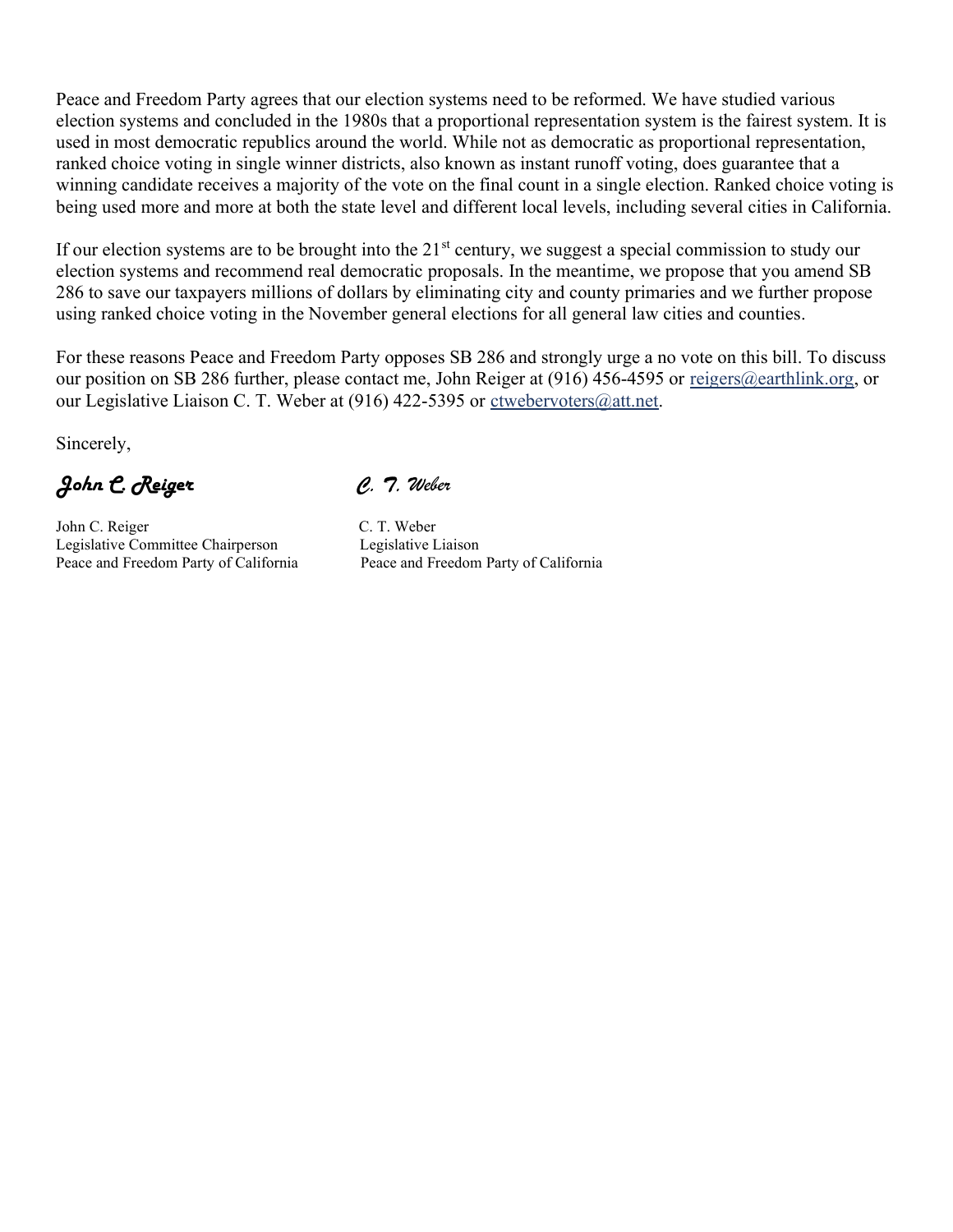Peace and Freedom Party agrees that our election systems need to be reformed. We have studied various election systems and concluded in the 1980s that a proportional representation system is the fairest system. It is used in most democratic republics around the world. While not as democratic as proportional representation, ranked choice voting in single winner districts, also known as instant runoff voting, does guarantee that a winning candidate receives a majority of the vote on the final count in a single election. Ranked choice voting is being used more and more at both the state level and different local levels, including several cities in California.

If our election systems are to be brought into the 21st century, we suggest a special commission to study our election systems and recommend real democratic proposals. In the meantime, we propose that you amend SB 286 to save our taxpayers millions of dollars by eliminating city and county primaries and we further propose using ranked choice voting in the November general elections for all general law cities and counties.

For these reasons Peace and Freedom Party opposes SB 286 and strongly urge a no vote on this bill. To discuss our position on SB 286 further, please contact me, John Reiger at (916) 456-4595 or reigers@earthlink.org, or our Legislative Liaison C. T. Weber at (916) 422-5395 or ctwebervoters@att.net.

Sincerely,

*John C. Reiger* *C. T. Weber*

John C. Reiger
Legislative Committee Chairperson
Peace and Freedom Party of California

C. T. Weber
Legislative Liaison
Peace and Freedom Party of California